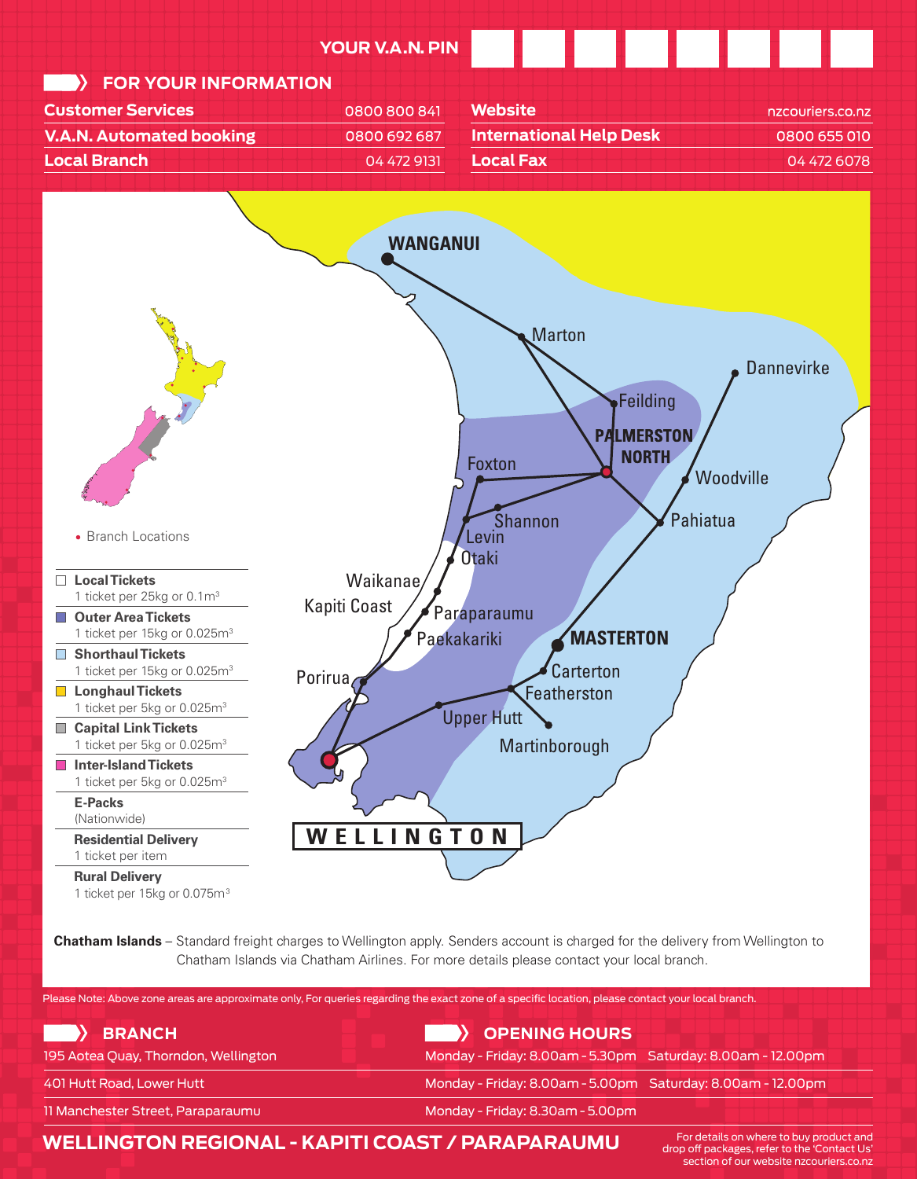YOUR V.A.N. PIN

## FOR YOUR INFORMATION

| | | | |
|---|---|---|---|
| **Customer Services** | 0800 800 841 | **Website** | nzcouriers.co.nz |
| **V.A.N. Automated booking** | 0800 692 687 | **International Help Desk** | 0800 655 010 |
| **Local Branch** | 04 472 9131 | **Local Fax** | 04 472 6078 |

WANGANUI, Marton, Dannevirke, Feilding, PALMERSTON NORTH, Foxton, Woodville, Shannon, Pahiatua, Levin, Otaki, Waikanae, Kapiti Coast, Paraparaumu, Paekakariki, MASTERTON, Porirua, Carterton, Featherston, Upper Hutt, Martinborough, WELLINGTON

• Branch Locations

- **Local Tickets** – 1 ticket per 25kg or $0.1m^3$
- **Outer Area Tickets** – 1 ticket per 15kg or $0.025m^3$
- **Shorthaul Tickets** – 1 ticket per 15kg or $0.025m^3$
- **Longhaul Tickets** – 1 ticket per 5kg or $0.025m^3$
- **Capital Link Tickets** – 1 ticket per 5kg or $0.025m^3$
- **Inter-Island Tickets** – 1 ticket per 5kg or $0.025m^3$
- **E-Packs** – (Nationwide)
- **Residential Delivery** – 1 ticket per item
- **Rural Delivery** – 1 ticket per 15kg or $0.075m^3$

**Chatham Islands** – Standard freight charges to Wellington apply. Senders account is charged for the delivery from Wellington to Chatham Islands via Chatham Airlines. For more details please contact your local branch.

Please Note: Above zone areas are approximate only, For queries regarding the exact zone of a specific location, please contact your local branch.

| BRANCH | OPENING HOURS |
|---|---|
| 195 Aotea Quay, Thorndon, Wellington | Monday - Friday: 8.00am - 5.30pm Saturday: 8.00am - 12.00pm |
| 401 Hutt Road, Lower Hutt | Monday - Friday: 8.00am - 5.00pm Saturday: 8.00am - 12.00pm |
| 11 Manchester Street, Paraparaumu | Monday - Friday: 8.30am - 5.00pm |

## WELLINGTON REGIONAL - KAPITI COAST / PARAPARAUMU

For details on where to buy product and drop off packages, refer to the 'Contact Us' section of our website nzcouriers.co.nz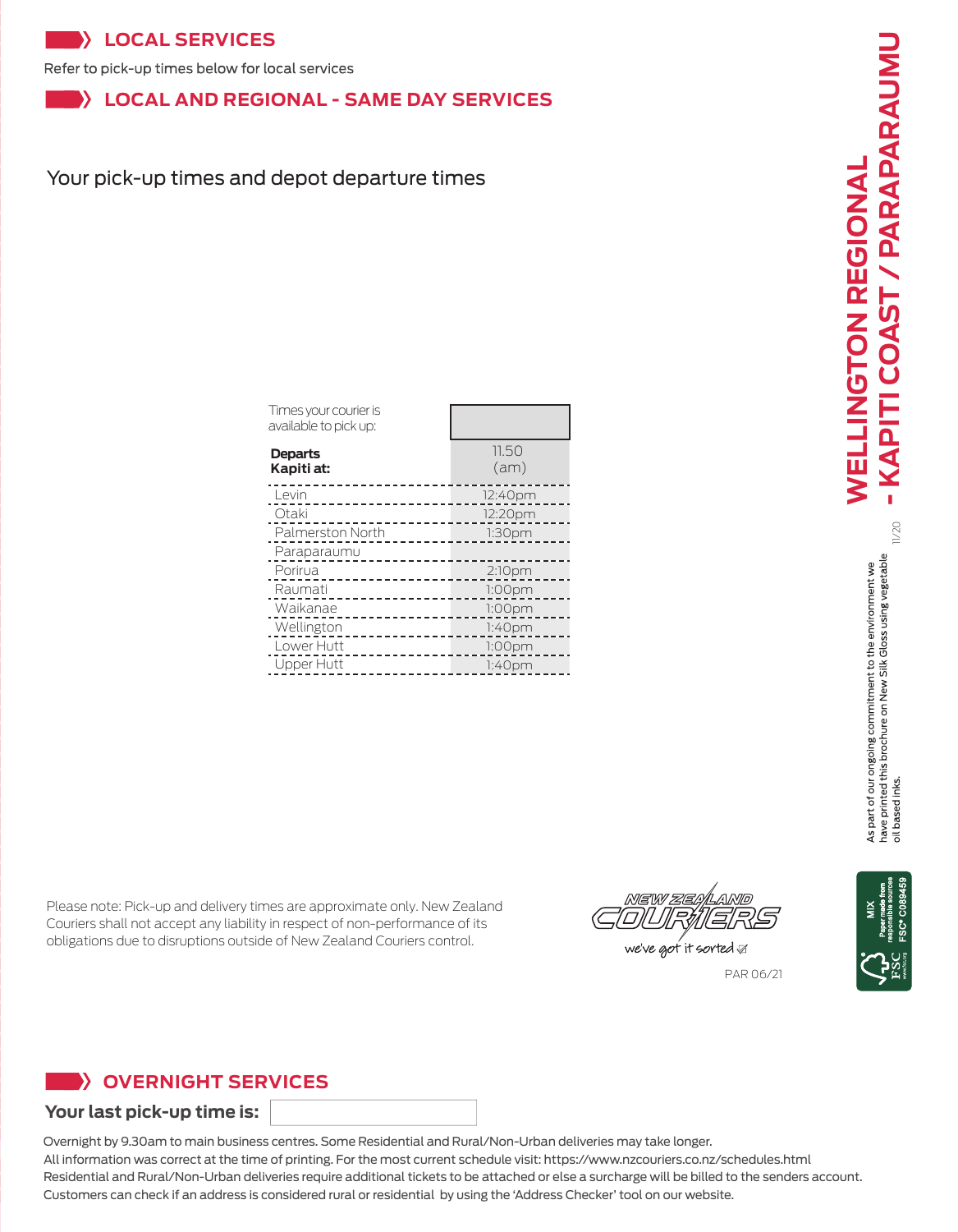## LOCAL SERVICES

Refer to pick-up times below for local services

## LOCAL AND REGIONAL - SAME DAY SERVICES

Your pick-up times and depot departure times

| Times your courier is available to pick up: | |
|---|---|
| **Departs Kapiti at:** | 11.50 (am) |
| Levin | 12:40pm |
| Otaki | 12:20pm |
| Palmerston North | 1:30pm |
| Paraparaumu | |
| Porirua | 2:10pm |
| Raumati | 1:00pm |
| Waikanae | 1:00pm |
| Wellington | 1:40pm |
| Lower Hutt | 1:00pm |
| Upper Hutt | 1:40pm |

Please note: Pick-up and delivery times are approximate only. New Zealand Couriers shall not accept any liability in respect of non-performance of its obligations due to disruptions outside of New Zealand Couriers control.

NEW ZEALAND COURIERS we've got it sorted

PAR 06/21

# WELLINGTON REGIONAL - KAPITI COAST / PARAPARAUMU

11/20

As part of our ongoing commitment to the environment we have printed this brochure on New Silk Gloss using vegetable oil based inks.

MIX Paper made from responsible sources FSC® C089459

## OVERNIGHT SERVICES

**Your last pick-up time is:**

Overnight by 9.30am to main business centres. Some Residential and Rural/Non-Urban deliveries may take longer.
All information was correct at the time of printing. For the most current schedule visit: https://www.nzcouriers.co.nz/schedules.html
Residential and Rural/Non-Urban deliveries require additional tickets to be attached or else a surcharge will be billed to the senders account.
Customers can check if an address is considered rural or residential by using the 'Address Checker' tool on our website.